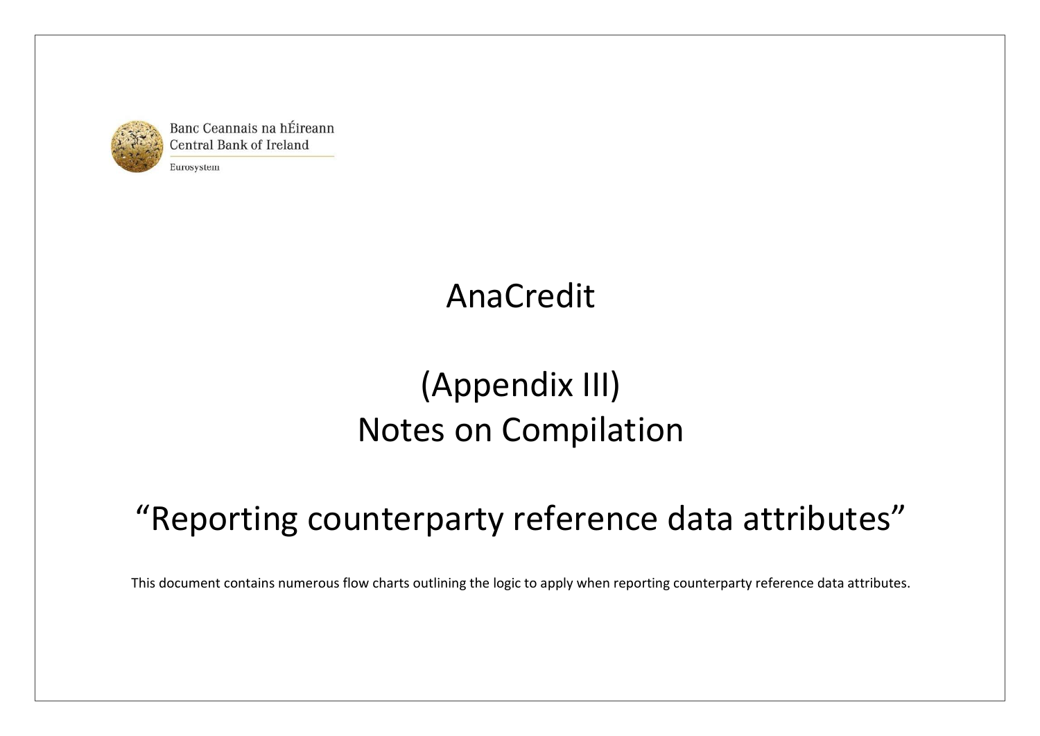Banc Ceannais na hÉireann
Central Bank of Ireland

Eurosystem

# AnaCredit

# (Appendix III)
# Notes on Compilation

# "Reporting counterparty reference data attributes"

This document contains numerous flow charts outlining the logic to apply when reporting counterparty reference data attributes.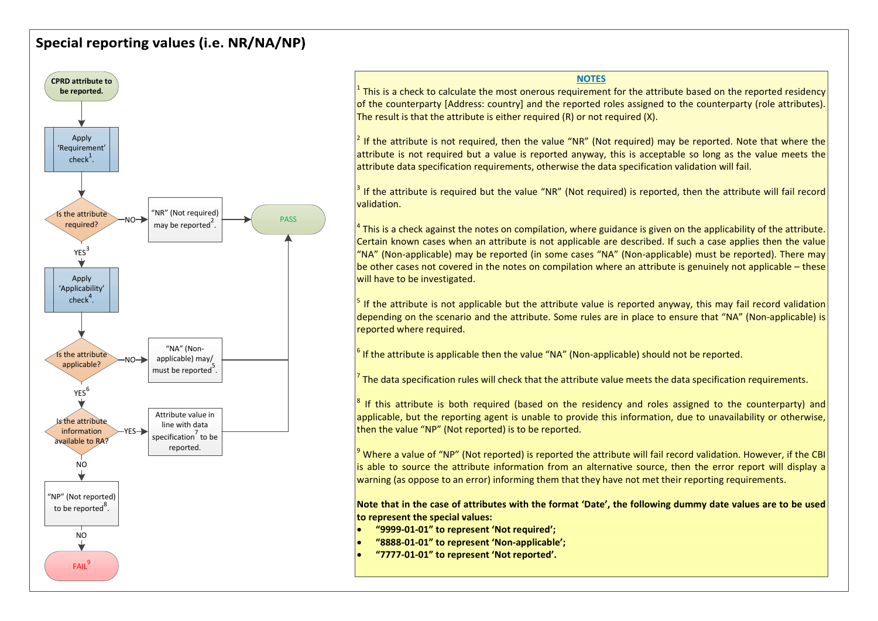# Special reporting values (i.e. NR/NA/NP)

CPRD attribute to be reported.

Apply 'Requirement' check[1].

Is the attribute required?
- NO → "NR" (Not required) may be reported[2]. → PASS
- YES[3] → Apply 'Applicability' check[4].

Is the attribute applicable?
- NO → "NA" (Non-applicable) may/must be reported[5]. → PASS
- YES[6] → Is the attribute information available to RA?

Is the attribute information available to RA?
- YES → Attribute value in line with data specification[7] to be reported. → PASS
- NO → "NP" (Not reported) to be reported[8]. → NO → FAIL[9]

## NOTES

[1] This is a check to calculate the most onerous requirement for the attribute based on the reported residency of the counterparty [Address: country] and the reported roles assigned to the counterparty (role attributes). The result is that the attribute is either required (R) or not required (X).

[2] If the attribute is not required, then the value "NR" (Not required) may be reported. Note that where the attribute is not required but a value is reported anyway, this is acceptable so long as the value meets the attribute data specification requirements, otherwise the data specification validation will fail.

[3] If the attribute is required but the value "NR" (Not required) is reported, then the attribute will fail record validation.

[4] This is a check against the notes on compilation, where guidance is given on the applicability of the attribute. Certain known cases when an attribute is not applicable are described. If such a case applies then the value "NA" (Non-applicable) may be reported (in some cases "NA" (Non-applicable) must be reported). There may be other cases not covered in the notes on compilation where an attribute is genuinely not applicable – these will have to be investigated.

[5] If the attribute is not applicable but the attribute value is reported anyway, this may fail record validation depending on the scenario and the attribute. Some rules are in place to ensure that "NA" (Non-applicable) is reported where required.

[6] If the attribute is applicable then the value "NA" (Non-applicable) should not be reported.

[7] The data specification rules will check that the attribute value meets the data specification requirements.

[8] If this attribute is both required (based on the residency and roles assigned to the counterparty) and applicable, but the reporting agent is unable to provide this information, due to unavailability or otherwise, then the value "NP" (Not reported) is to be reported.

[9] Where a value of "NP" (Not reported) is reported the attribute will fail record validation. However, if the CBI is able to source the attribute information from an alternative source, then the error report will display a warning (as oppose to an error) informing them that they have not met their reporting requirements.

**Note that in the case of attributes with the format 'Date', the following dummy date values are to be used to represent the special values:**

- **"9999-01-01" to represent 'Not required';**
- **"8888-01-01" to represent 'Non-applicable';**
- **"7777-01-01" to represent 'Not reported'.**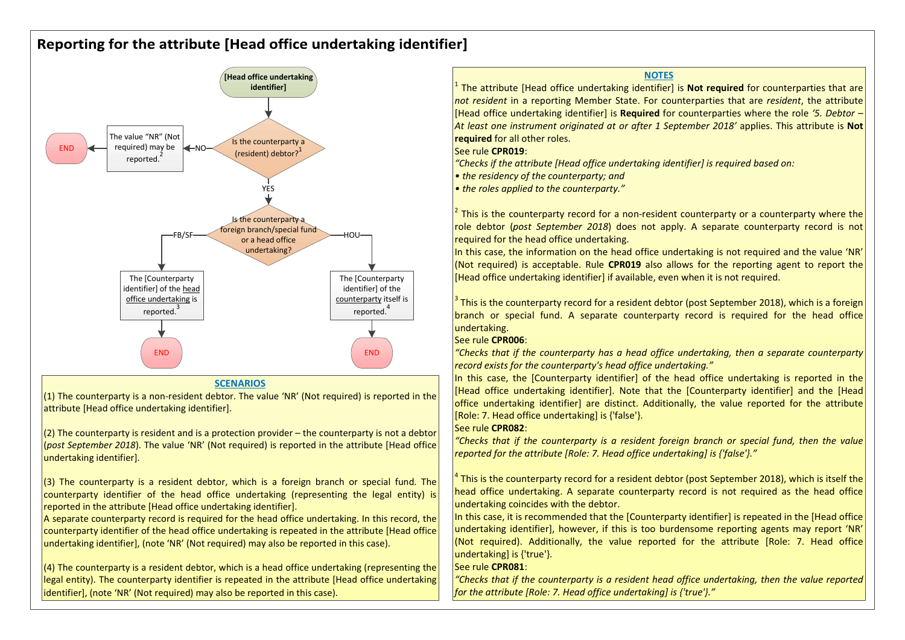# Reporting for the attribute [Head office undertaking identifier]

**[Head office undertaking identifier]**

Is the counterparty a (resident) debtor?[1]

- NO → The value "NR" (Not required) may be reported.[2] → END
- YES → Is the counterparty a foreign branch/special fund or a head office undertaking?
  - FB/SF → The [Counterparty identifier] of the head office undertaking is reported.[3] → END
  - HOU → The [Counterparty identifier] of the counterparty itself is reported.[4] → END

## SCENARIOS

(1) The counterparty is a non-resident debtor. The value 'NR' (Not required) is reported in the attribute [Head office undertaking identifier].

(2) The counterparty is resident and is a protection provider – the counterparty is not a debtor (*post September 2018*). The value 'NR' (Not required) is reported in the attribute [Head office undertaking identifier].

(3) The counterparty is a resident debtor, which is a foreign branch or special fund. The counterparty identifier of the head office undertaking (representing the legal entity) is reported in the attribute [Head office undertaking identifier].
A separate counterparty record is required for the head office undertaking. In this record, the counterparty identifier of the head office undertaking is repeated in the attribute [Head office undertaking identifier], (note 'NR' (Not required) may also be reported in this case).

(4) The counterparty is a resident debtor, which is a head office undertaking (representing the legal entity). The counterparty identifier is repeated in the attribute [Head office undertaking identifier], (note 'NR' (Not required) may also be reported in this case).

## NOTES

[1] The attribute [Head office undertaking identifier] is **Not required** for counterparties that are *not resident* in a reporting Member State. For counterparties that are *resident*, the attribute [Head office undertaking identifier] is **Required** for counterparties where the role *'5. Debtor – At least one instrument originated at or after 1 September 2018'* applies. This attribute is **Not required** for all other roles.
See rule **CPR019**:
*"Checks if the attribute [Head office undertaking identifier] is required based on:*
*• the residency of the counterparty; and*
*• the roles applied to the counterparty."*

[2] This is the counterparty record for a non-resident counterparty or a counterparty where the role debtor (*post September 2018*) does not apply. A separate counterparty record is not required for the head office undertaking.
In this case, the information on the head office undertaking is not required and the value 'NR' (Not required) is acceptable. Rule **CPR019** also allows for the reporting agent to report the [Head office undertaking identifier] if available, even when it is not required.

[3] This is the counterparty record for a resident debtor (post September 2018), which is a foreign branch or special fund. A separate counterparty record is required for the head office undertaking.
See rule **CPR006**:
*"Checks that if the counterparty has a head office undertaking, then a separate counterparty record exists for the counterparty's head office undertaking."*
In this case, the [Counterparty identifier] of the head office undertaking is reported in the [Head office undertaking identifier]. Note that the [Counterparty identifier] and the [Head office undertaking identifier] are distinct. Additionally, the value reported for the attribute [Role: 7. Head office undertaking] is {'false'}.
See rule **CPR082**:
*"Checks that if the counterparty is a resident foreign branch or special fund, then the value reported for the attribute [Role: 7. Head office undertaking] is {'false'}."*

[4] This is the counterparty record for a resident debtor (post September 2018), which is itself the head office undertaking. A separate counterparty record is not required as the head office undertaking coincides with the debtor.
In this case, it is recommended that the [Counterparty identifier] is repeated in the [Head office undertaking identifier], however, if this is too burdensome reporting agents may report 'NR' (Not required). Additionally, the value reported for the attribute [Role: 7. Head office undertaking] is {'true'}.
See rule **CPR081**:
*"Checks that if the counterparty is a resident head office undertaking, then the value reported for the attribute [Role: 7. Head office undertaking] is {'true'}."*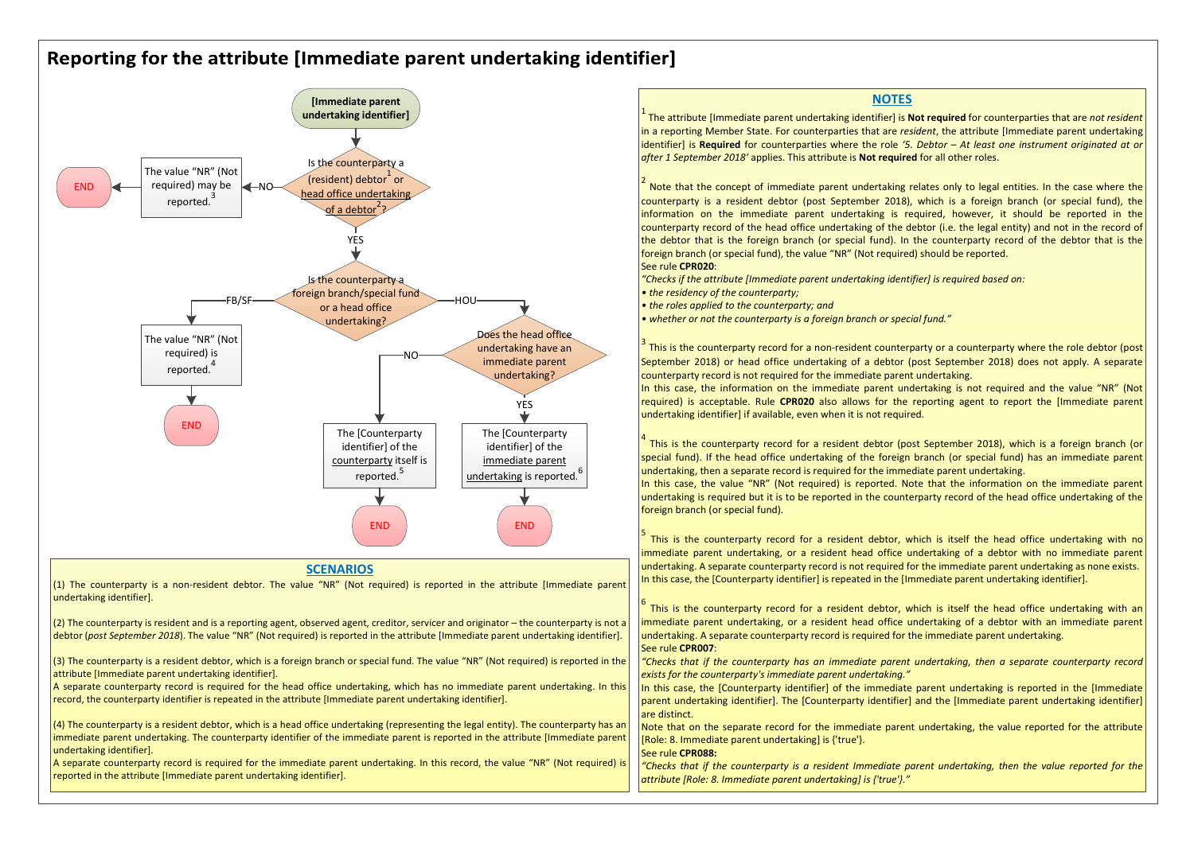# Reporting for the attribute [Immediate parent undertaking identifier]

**[Immediate parent undertaking identifier]**

**Is the counterparty a (resident) debtor[1] or head office undertaking of a debtor[2]?**

- NO → The value "NR" (Not required) may be reported.[3] → END
- YES → **Is the counterparty a foreign branch/special fund or a head office undertaking?**
  - FB/SF → The value "NR" (Not required) is reported.[4] → END
  - HOU → **Does the head office undertaking have an immediate parent undertaking?**
    - NO → The [Counterparty identifier] of the counterparty itself is reported.[5] → END
    - YES → The [Counterparty identifier] of the immediate parent undertaking is reported.[6] → END

## SCENARIOS

(1) The counterparty is a non-resident debtor. The value "NR" (Not required) is reported in the attribute [Immediate parent undertaking identifier].

(2) The counterparty is resident and is a reporting agent, observed agent, creditor, servicer and originator – the counterparty is not a debtor (*post September 2018*). The value "NR" (Not required) is reported in the attribute [Immediate parent undertaking identifier].

(3) The counterparty is a resident debtor, which is a foreign branch or special fund. The value "NR" (Not required) is reported in the attribute [Immediate parent undertaking identifier].
A separate counterparty record is required for the head office undertaking, which has no immediate parent undertaking. In this record, the counterparty identifier is repeated in the attribute [Immediate parent undertaking identifier].

(4) The counterparty is a resident debtor, which is a head office undertaking (representing the legal entity). The counterparty has an immediate parent undertaking. The counterparty identifier of the immediate parent is reported in the attribute [Immediate parent undertaking identifier].
A separate counterparty record is required for the immediate parent undertaking. In this record, the value "NR" (Not required) is reported in the attribute [Immediate parent undertaking identifier].

## NOTES

[1] The attribute [Immediate parent undertaking identifier] is **Not required** for counterparties that are *not resident* in a reporting Member State. For counterparties that are *resident*, the attribute [Immediate parent undertaking identifier] is **Required** for counterparties where the role *'5. Debtor – At least one instrument originated at or after 1 September 2018'* applies. This attribute is **Not required** for all other roles.

[2] Note that the concept of immediate parent undertaking relates only to legal entities. In the case where the counterparty is a resident debtor (post September 2018), which is a foreign branch (or special fund), the information on the immediate parent undertaking is required, however, it should be reported in the counterparty record of the head office undertaking of the debtor (i.e. the legal entity) and not in the record of the debtor that is the foreign branch (or special fund). In the counterparty record of the debtor that is the foreign branch (or special fund), the value "NR" (Not required) should be reported.
See rule **CPR020**:
*"Checks if the attribute [Immediate parent undertaking identifier] is required based on:*
- *the residency of the counterparty;*
- *the roles applied to the counterparty; and*
- *whether or not the counterparty is a foreign branch or special fund."*

[3] This is the counterparty record for a non-resident counterparty or a counterparty where the role debtor (post September 2018) or head office undertaking of a debtor (post September 2018) does not apply. A separate counterparty record is not required for the immediate parent undertaking.
In this case, the information on the immediate parent undertaking is not required and the value "NR" (Not required) is acceptable. Rule **CPR020** also allows for the reporting agent to report the [Immediate parent undertaking identifier] if available, even when it is not required.

[4] This is the counterparty record for a resident debtor (post September 2018), which is a foreign branch (or special fund). If the head office undertaking of the foreign branch (or special fund) has an immediate parent undertaking, then a separate record is required for the immediate parent undertaking.
In this case, the value "NR" (Not required) is reported. Note that the information on the immediate parent undertaking is required but it is to be reported in the counterparty record of the head office undertaking of the foreign branch (or special fund).

[5] This is the counterparty record for a resident debtor, which is itself the head office undertaking with no immediate parent undertaking, or a resident head office undertaking of a debtor with no immediate parent undertaking. A separate counterparty record is not required for the immediate parent undertaking as none exists.
In this case, the [Counterparty identifier] is repeated in the [Immediate parent undertaking identifier].

[6] This is the counterparty record for a resident debtor, which is itself the head office undertaking with an immediate parent undertaking, or a resident head office undertaking of a debtor with an immediate parent undertaking. A separate counterparty record is required for the immediate parent undertaking.
See rule **CPR007**:
*"Checks that if the counterparty has an immediate parent undertaking, then a separate counterparty record exists for the counterparty's immediate parent undertaking."*
In this case, the [Counterparty identifier] of the immediate parent undertaking is reported in the [Immediate parent undertaking identifier]. The [Counterparty identifier] and the [Immediate parent undertaking identifier] are distinct.
Note that on the separate record for the immediate parent undertaking, the value reported for the attribute [Role: 8. Immediate parent undertaking] is {'true'}.
See rule **CPR088:**
*"Checks that if the counterparty is a resident Immediate parent undertaking, then the value reported for the attribute [Role: 8. Immediate parent undertaking] is {'true'}."*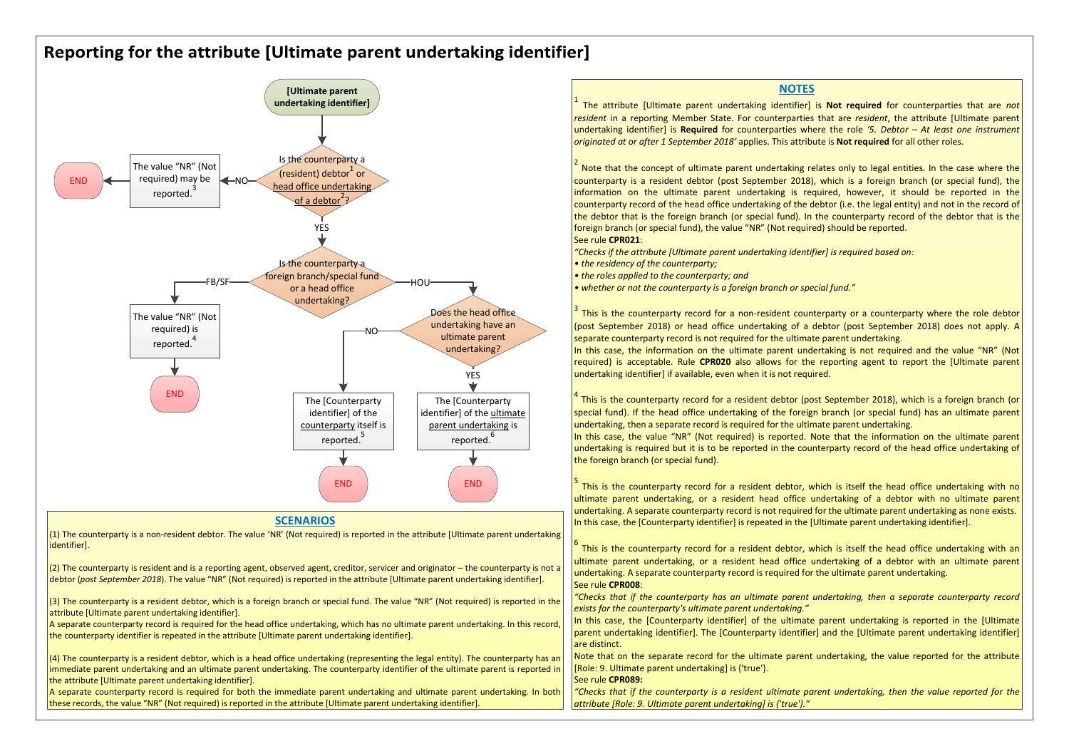# Reporting for the attribute [Ultimate parent undertaking identifier]

**[Ultimate parent undertaking identifier]**

- Is the counterparty a (resident) debtor[1] or head office undertaking of a debtor[2]?
  - NO → The value "NR" (Not required) may be reported.[3] → END
  - YES → Is the counterparty a foreign branch/special fund or a head office undertaking?
    - FB/SF → The value "NR" (Not required) is reported.[4] → END
    - HOU → Does the head office undertaking have an ultimate parent undertaking?
      - NO → The [Counterparty identifier] of the counterparty itself is reported.[5] → END
      - YES → The [Counterparty identifier] of the ultimate parent undertaking is reported.[6] → END

## SCENARIOS

(1) The counterparty is a non-resident debtor. The value 'NR' (Not required) is reported in the attribute [Ultimate parent undertaking identifier].

(2) The counterparty is resident and is a reporting agent, observed agent, creditor, servicer and originator – the counterparty is not a debtor (*post September 2018*). The value "NR" (Not required) is reported in the attribute [Ultimate parent undertaking identifier].

(3) The counterparty is a resident debtor, which is a foreign branch or special fund. The value "NR" (Not required) is reported in the attribute [Ultimate parent undertaking identifier].
A separate counterparty record is required for the head office undertaking, which has no ultimate parent undertaking. In this record, the counterparty identifier is repeated in the attribute [Ultimate parent undertaking identifier].

(4) The counterparty is a resident debtor, which is a head office undertaking (representing the legal entity). The counterparty has an immediate parent undertaking and an ultimate parent undertaking. The counterparty identifier of the ultimate parent is reported in the attribute [Ultimate parent undertaking identifier].
A separate counterparty record is required for both the immediate parent undertaking and ultimate parent undertaking. In both these records, the value "NR" (Not required) is reported in the attribute [Ultimate parent undertaking identifier].

## NOTES

[1] The attribute [Ultimate parent undertaking identifier] is **Not required** for counterparties that are *not resident* in a reporting Member State. For counterparties that are *resident*, the attribute [Ultimate parent undertaking identifier] is **Required** for counterparties where the role *'5. Debtor – At least one instrument originated at or after 1 September 2018'* applies. This attribute is **Not required** for all other roles.

[2] Note that the concept of ultimate parent undertaking relates only to legal entities. In the case where the counterparty is a resident debtor (post September 2018), which is a foreign branch (or special fund), the information on the ultimate parent undertaking is required, however, it should be reported in the counterparty record of the head office undertaking of the debtor (i.e. the legal entity) and not in the record of the debtor that is the foreign branch (or special fund). In the counterparty record of the debtor that is the foreign branch (or special fund), the value "NR" (Not required) should be reported.
See rule **CPR021**:
*"Checks if the attribute [Ultimate parent undertaking identifier] is required based on:*
- *the residency of the counterparty;*
- *the roles applied to the counterparty; and*
- *whether or not the counterparty is a foreign branch or special fund."*

[3] This is the counterparty record for a non-resident counterparty or a counterparty where the role debtor (post September 2018) or head office undertaking of a debtor (post September 2018) does not apply. A separate counterparty record is not required for the ultimate parent undertaking.
In this case, the information on the ultimate parent undertaking is not required and the value "NR" (Not required) is acceptable. Rule **CPR020** also allows for the reporting agent to report the [Ultimate parent undertaking identifier] if available, even when it is not required.

[4] This is the counterparty record for a resident debtor (post September 2018), which is a foreign branch (or special fund). If the head office undertaking of the foreign branch (or special fund) has an ultimate parent undertaking, then a separate record is required for the ultimate parent undertaking.
In this case, the value "NR" (Not required) is reported. Note that the information on the ultimate parent undertaking is required but it is to be reported in the counterparty record of the head office undertaking of the foreign branch (or special fund).

[5] This is the counterparty record for a resident debtor, which is itself the head office undertaking with no ultimate parent undertaking, or a resident head office undertaking of a debtor with no ultimate parent undertaking. A separate counterparty record is not required for the ultimate parent undertaking as none exists.
In this case, the [Counterparty identifier] is repeated in the [Ultimate parent undertaking identifier].

[6] This is the counterparty record for a resident debtor, which is itself the head office undertaking with an ultimate parent undertaking, or a resident head office undertaking of a debtor with an ultimate parent undertaking. A separate counterparty record is required for the ultimate parent undertaking.
See rule **CPR008**:
*"Checks that if the counterparty has an ultimate parent undertaking, then a separate counterparty record exists for the counterparty's ultimate parent undertaking."*
In this case, the [Counterparty identifier] of the ultimate parent undertaking is reported in the [Ultimate parent undertaking identifier]. The [Counterparty identifier] and the [Ultimate parent undertaking identifier] are distinct.
Note that on the separate record for the ultimate parent undertaking, the value reported for the attribute [Role: 9. Ultimate parent undertaking] is {'true'}.
See rule **CPR089:**
*"Checks that if the counterparty is a resident ultimate parent undertaking, then the value reported for the attribute [Role: 9. Ultimate parent undertaking] is {'true'}."*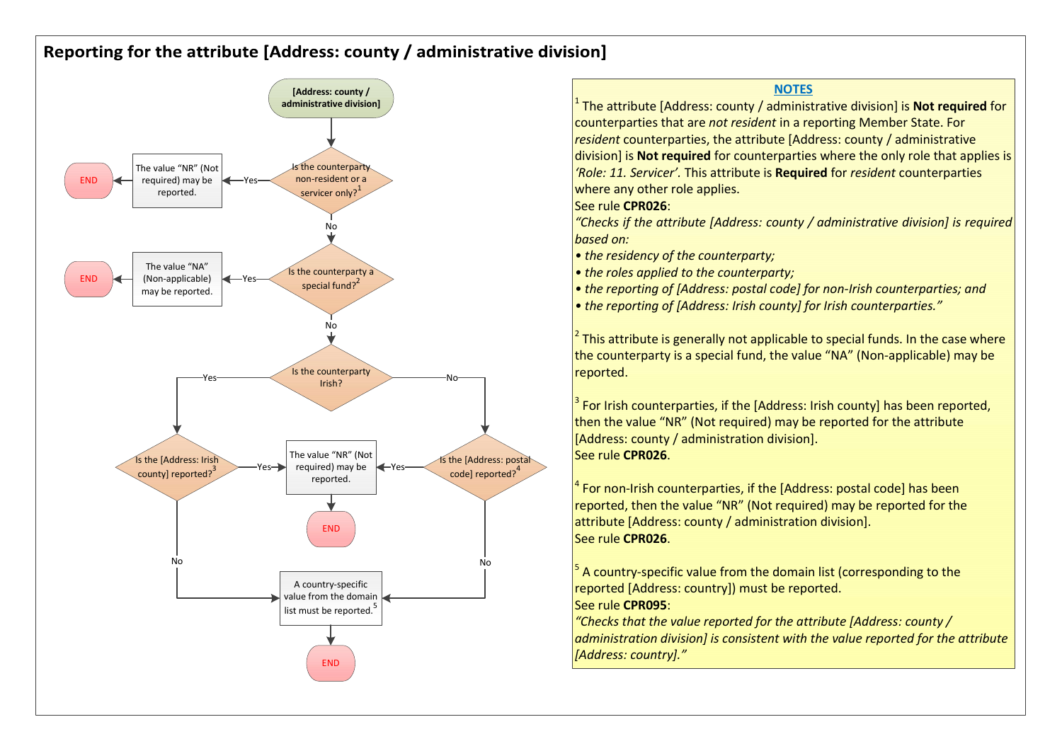# Reporting for the attribute [Address: county / administrative division]

[Address: county / administrative division]

- Is the counterparty non-resident or a servicer only?[1]
  - Yes → The value "NR" (Not required) may be reported. → END
  - No → Is the counterparty a special fund?[2]
    - Yes → The value "NA" (Non-applicable) may be reported. → END
    - No → Is the counterparty Irish?
      - Yes → Is the [Address: Irish county] reported?[3]
        - Yes → The value "NR" (Not required) may be reported. → END
        - No → A country-specific value from the domain list must be reported.[5] → END
      - No → Is the [Address: postal code] reported?[4]
        - Yes → The value "NR" (Not required) may be reported. → END
        - No → A country-specific value from the domain list must be reported.[5] → END

## NOTES

[1] The attribute [Address: county / administrative division] is **Not required** for counterparties that are *not resident* in a reporting Member State. For *resident* counterparties, the attribute [Address: county / administrative division] is **Not required** for counterparties where the only role that applies is *'Role: 11. Servicer'*. This attribute is **Required** for *resident* counterparties where any other role applies.
See rule **CPR026**:
*"Checks if the attribute [Address: county / administrative division] is required based on:*
- *the residency of the counterparty;*
- *the roles applied to the counterparty;*
- *the reporting of [Address: postal code] for non-Irish counterparties; and*
- *the reporting of [Address: Irish county] for Irish counterparties."*

[2] This attribute is generally not applicable to special funds. In the case where the counterparty is a special fund, the value "NA" (Non-applicable) may be reported.

[3] For Irish counterparties, if the [Address: Irish county] has been reported, then the value "NR" (Not required) may be reported for the attribute [Address: county / administration division].
See rule **CPR026**.

[4] For non-Irish counterparties, if the [Address: postal code] has been reported, then the value "NR" (Not required) may be reported for the attribute [Address: county / administration division].
See rule **CPR026**.

[5] A country-specific value from the domain list (corresponding to the reported [Address: country]) must be reported.
See rule **CPR095**:
*"Checks that the value reported for the attribute [Address: county / administration division] is consistent with the value reported for the attribute [Address: country]."*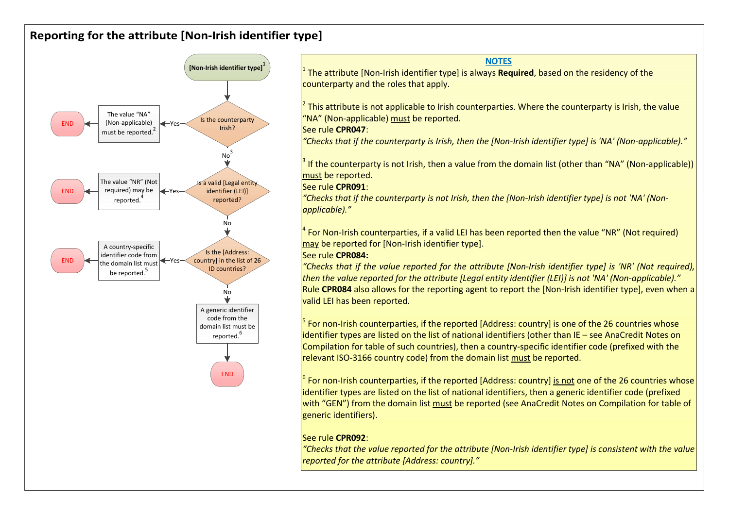## Reporting for the attribute [Non-Irish identifier type]

**[Non-Irish identifier type]**[1]

- **Is the counterparty Irish?**
  - Yes → The value "NA" (Non-applicable) must be reported.[2] → END
  - No[3] → **Is a valid [Legal entity identifier (LEI)] reported?**
    - Yes → The value "NR" (Not required) may be reported.[4] → END
    - No → **Is the [Address: country] in the list of 26 ID countries?**
      - Yes → A country-specific identifier code from the domain list must be reported.[5] → END
      - No → A generic identifier code from the domain list must be reported.[6] → END

### NOTES

[1] The attribute [Non-Irish identifier type] is always **Required**, based on the residency of the counterparty and the roles that apply.

[2] This attribute is not applicable to Irish counterparties. Where the counterparty is Irish, the value "NA" (Non-applicable) must be reported.
See rule **CPR047**:
*"Checks that if the counterparty is Irish, then the [Non-Irish identifier type] is 'NA' (Non-applicable)."*

[3] If the counterparty is not Irish, then a value from the domain list (other than "NA" (Non-applicable)) must be reported.
See rule **CPR091**:
*"Checks that if the counterparty is not Irish, then the [Non-Irish identifier type] is not 'NA' (Non-applicable)."*

[4] For Non-Irish counterparties, if a valid LEI has been reported then the value "NR" (Not required) may be reported for [Non-Irish identifier type].
See rule **CPR084:**
*"Checks that if the value reported for the attribute [Non-Irish identifier type] is 'NR' (Not required), then the value reported for the attribute [Legal entity identifier (LEI)] is not 'NA' (Non-applicable)."*
Rule **CPR084** also allows for the reporting agent to report the [Non-Irish identifier type], even when a valid LEI has been reported.

[5] For non-Irish counterparties, if the reported [Address: country] is one of the 26 countries whose identifier types are listed on the list of national identifiers (other than IE – see AnaCredit Notes on Compilation for table of such countries), then a country-specific identifier code (prefixed with the relevant ISO-3166 country code) from the domain list must be reported.

[6] For non-Irish counterparties, if the reported [Address: country] is not one of the 26 countries whose identifier types are listed on the list of national identifiers, then a generic identifier code (prefixed with "GEN") from the domain list must be reported (see AnaCredit Notes on Compilation for table of generic identifiers).

See rule **CPR092**:
*"Checks that the value reported for the attribute [Non-Irish identifier type] is consistent with the value reported for the attribute [Address: country]."*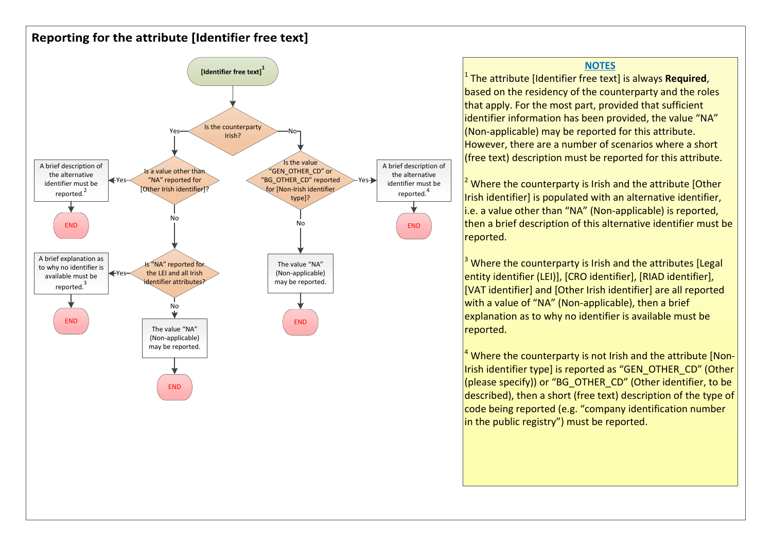## Reporting for the attribute [Identifier free text]

[Identifier free text][1]

- **Is the counterparty Irish?**
  - **Yes** → **Is a value other than "NA" reported for [Other Irish identifier]?**
    - **Yes** → A brief description of the alternative identifier must be reported.[2] → END
    - **No** → **Is "NA" reported for the LEI and all Irish identifier attributes?**
      - **Yes** → A brief explanation as to why no identifier is available must be reported.[3] → END
      - **No** → The value "NA" (Non-applicable) may be reported. → END
  - **No** → **Is the value "GEN_OTHER_CD" or "BG_OTHER_CD" reported for [Non-Irish identifier type]?**
    - **Yes** → A brief description of the alternative identifier must be reported.[4] → END
    - **No** → The value "NA" (Non-applicable) may be reported. → END

### NOTES

[1] The attribute [Identifier free text] is always **Required**, based on the residency of the counterparty and the roles that apply. For the most part, provided that sufficient identifier information has been provided, the value "NA" (Non-applicable) may be reported for this attribute. However, there are a number of scenarios where a short (free text) description must be reported for this attribute.

[2] Where the counterparty is Irish and the attribute [Other Irish identifier] is populated with an alternative identifier, i.e. a value other than "NA" (Non-applicable) is reported, then a brief description of this alternative identifier must be reported.

[3] Where the counterparty is Irish and the attributes [Legal entity identifier (LEI)], [CRO identifier], [RIAD identifier], [VAT identifier] and [Other Irish identifier] are all reported with a value of "NA" (Non-applicable), then a brief explanation as to why no identifier is available must be reported.

[4] Where the counterparty is not Irish and the attribute [Non-Irish identifier type] is reported as "GEN_OTHER_CD" (Other (please specify)) or "BG_OTHER_CD" (Other identifier, to be described), then a short (free text) description of the type of code being reported (e.g. "company identification number in the public registry") must be reported.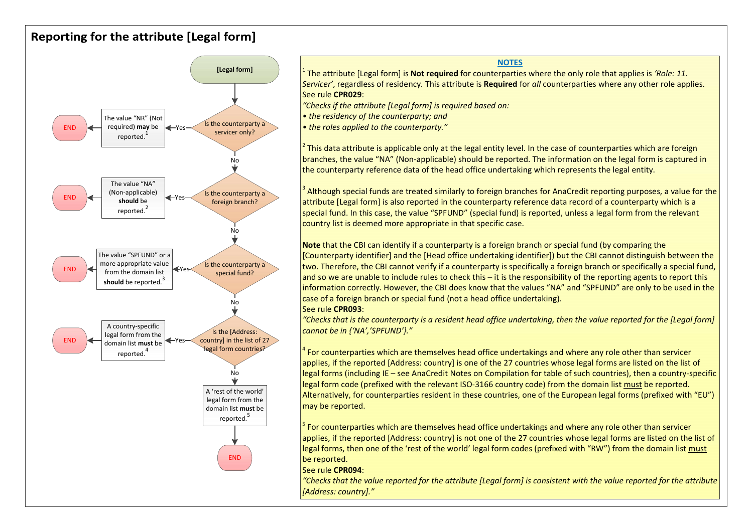# Reporting for the attribute [Legal form]

[Legal form]

Is the counterparty a servicer only?
Yes → The value "NR" (Not required) **may** be reported.[1] → END
No ↓

Is the counterparty a foreign branch?
Yes → The value "NA" (Non-applicable) **should** be reported.[2] → END
No ↓

Is the counterparty a special fund?
Yes → The value "SPFUND" or a more appropriate value from the domain list **should** be reported.[3] → END
No ↓

Is the [Address: country] in the list of 27 legal form countries?
Yes → A country-specific legal form from the domain list **must** be reported.[4] → END
No ↓

A 'rest of the world' legal form from the domain list **must** be reported.[5] → END

## NOTES

[1] The attribute [Legal form] is **Not required** for counterparties where the only role that applies is *'Role: 11. Servicer'*, regardless of residency. This attribute is **Required** for *all* counterparties where any other role applies.
See rule **CPR029**:
*"Checks if the attribute [Legal form] is required based on:*
*• the residency of the counterparty; and*
*• the roles applied to the counterparty."*

[2] This data attribute is applicable only at the legal entity level. In the case of counterparties which are foreign branches, the value "NA" (Non-applicable) should be reported. The information on the legal form is captured in the counterparty reference data of the head office undertaking which represents the legal entity.

[3] Although special funds are treated similarly to foreign branches for AnaCredit reporting purposes, a value for the attribute [Legal form] is also reported in the counterparty reference data record of a counterparty which is a special fund. In this case, the value "SPFUND" (special fund) is reported, unless a legal form from the relevant country list is deemed more appropriate in that specific case.

**Note** that the CBI can identify if a counterparty is a foreign branch or special fund (by comparing the [Counterparty identifier] and the [Head office undertaking identifier]) but the CBI cannot distinguish between the two. Therefore, the CBI cannot verify if a counterparty is specifically a foreign branch or specifically a special fund, and so we are unable to include rules to check this – it is the responsibility of the reporting agents to report this information correctly. However, the CBI does know that the values "NA" and "SPFUND" are only to be used in the case of a foreign branch or special fund (not a head office undertaking).
See rule **CPR093**:
*"Checks that is the counterparty is a resident head office undertaking, then the value reported for the [Legal form] cannot be in {'NA','SPFUND'}."*

[4] For counterparties which are themselves head office undertakings and where any role other than servicer applies, if the reported [Address: country] is one of the 27 countries whose legal forms are listed on the list of legal forms (including IE – see AnaCredit Notes on Compilation for table of such countries), then a country-specific legal form code (prefixed with the relevant ISO-3166 country code) from the domain list must be reported. Alternatively, for counterparties resident in these countries, one of the European legal forms (prefixed with "EU") may be reported.

[5] For counterparties which are themselves head office undertakings and where any role other than servicer applies, if the reported [Address: country] is not one of the 27 countries whose legal forms are listed on the list of legal forms, then one of the 'rest of the world' legal form codes (prefixed with "RW") from the domain list must be reported.
See rule **CPR094**:
*"Checks that the value reported for the attribute [Legal form] is consistent with the value reported for the attribute [Address: country]."*